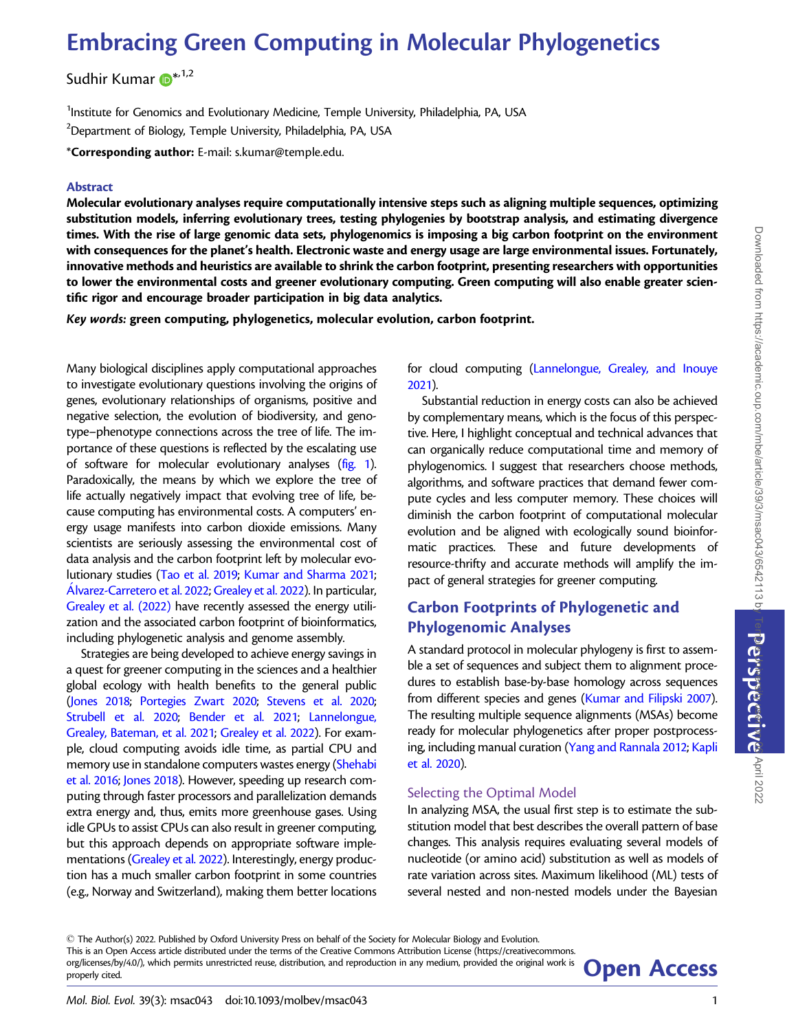# Embracing Green Computing in Molecular Phylogenetics

Sudhir Kumar *[,1,2]

[1]Institute for Genomics and Evolutionary Medicine, Temple University, Philadelphia, PA, USA

[2]Department of Biology, Temple University, Philadelphia, PA, USA

***Corresponding author:** E-mail: s.kumar@temple.edu.

## Abstract

**Molecular evolutionary analyses require computationally intensive steps such as aligning multiple sequences, optimizing substitution models, inferring evolutionary trees, testing phylogenies by bootstrap analysis, and estimating divergence times. With the rise of large genomic data sets, phylogenomics is imposing a big carbon footprint on the environment with consequences for the planet's health. Electronic waste and energy usage are large environmental issues. Fortunately, innovative methods and heuristics are available to shrink the carbon footprint, presenting researchers with opportunities to lower the environmental costs and greener evolutionary computing. Green computing will also enable greater scientific rigor and encourage broader participation in big data analytics.**

***Key words:*** **green computing, phylogenetics, molecular evolution, carbon footprint.**

Many biological disciplines apply computational approaches to investigate evolutionary questions involving the origins of genes, evolutionary relationships of organisms, positive and negative selection, the evolution of biodiversity, and genotype–phenotype connections across the tree of life. The importance of these questions is reflected by the escalating use of software for molecular evolutionary analyses (fig. 1). Paradoxically, the means by which we explore the tree of life actually negatively impact that evolving tree of life, because computing has environmental costs. A computers' energy usage manifests into carbon dioxide emissions. Many scientists are seriously assessing the environmental cost of data analysis and the carbon footprint left by molecular evolutionary studies (Tao et al. 2019; Kumar and Sharma 2021; Álvarez-Carretero et al. 2022; Grealey et al. 2022). In particular, Grealey et al. (2022) have recently assessed the energy utilization and the associated carbon footprint of bioinformatics, including phylogenetic analysis and genome assembly.

Strategies are being developed to achieve energy savings in a quest for greener computing in the sciences and a healthier global ecology with health benefits to the general public (Jones 2018; Portegies Zwart 2020; Stevens et al. 2020; Strubell et al. 2020; Bender et al. 2021; Lannelongue, Grealey, Bateman, et al. 2021; Grealey et al. 2022). For example, cloud computing avoids idle time, as partial CPU and memory use in standalone computers wastes energy (Shehabi et al. 2016; Jones 2018). However, speeding up research computing through faster processors and parallelization demands extra energy and, thus, emits more greenhouse gases. Using idle GPUs to assist CPUs can also result in greener computing, but this approach depends on appropriate software implementations (Grealey et al. 2022). Interestingly, energy production has a much smaller carbon footprint in some countries (e.g., Norway and Switzerland), making them better locations for cloud computing (Lannelongue, Grealey, and Inouye 2021).

Substantial reduction in energy costs can also be achieved by complementary means, which is the focus of this perspective. Here, I highlight conceptual and technical advances that can organically reduce computational time and memory of phylogenomics. I suggest that researchers choose methods, algorithms, and software practices that demand fewer compute cycles and less computer memory. These choices will diminish the carbon footprint of computational molecular evolution and be aligned with ecologically sound bioinformatic practices. These and future developments of resource-thrifty and accurate methods will amplify the impact of general strategies for greener computing.

## Carbon Footprints of Phylogenetic and Phylogenomic Analyses

A standard protocol in molecular phylogeny is first to assemble a set of sequences and subject them to alignment procedures to establish base-by-base homology across sequences from different species and genes (Kumar and Filipski 2007). The resulting multiple sequence alignments (MSAs) become ready for molecular phylogenetics after proper postprocessing, including manual curation (Yang and Rannala 2012; Kapli et al. 2020).

### Selecting the Optimal Model

In analyzing MSA, the usual first step is to estimate the substitution model that best describes the overall pattern of base changes. This analysis requires evaluating several models of nucleotide (or amino acid) substitution as well as models of rate variation across sites. Maximum likelihood (ML) tests of several nested and non-nested models under the Bayesian

© The Author(s) 2022. Published by Oxford University Press on behalf of the Society for Molecular Biology and Evolution. This is an Open Access article distributed under the terms of the Creative Commons Attribution License (https://creativecommons.org/licenses/by/4.0/), which permits unrestricted reuse, distribution, and reproduction in any medium, provided the original work is properly cited.

**Open Access**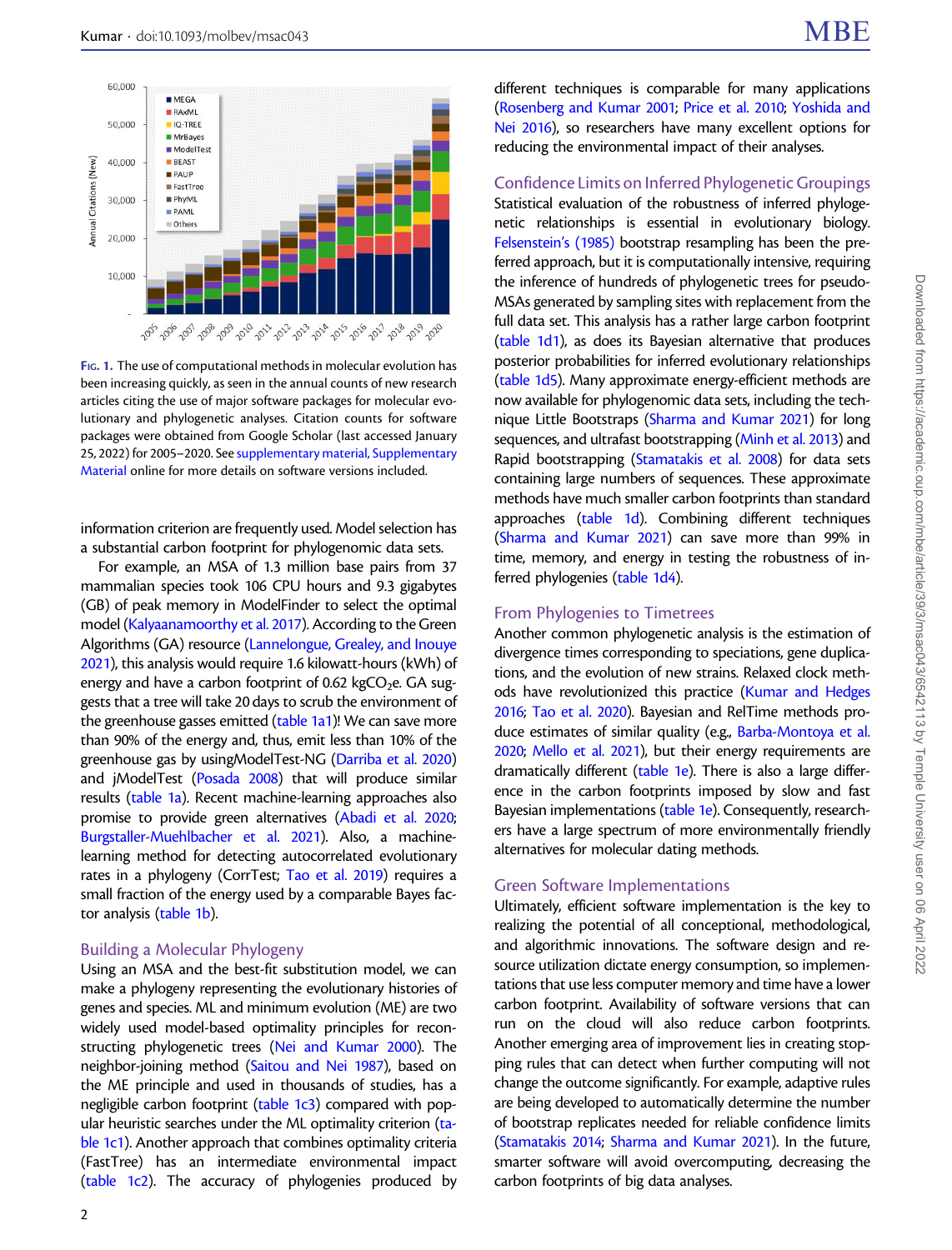FIG. 1. The use of computational methods in molecular evolution has been increasing quickly, as seen in the annual counts of new research articles citing the use of major software packages for molecular evolutionary and phylogenetic analyses. Citation counts for software packages were obtained from Google Scholar (last accessed January 25, 2022) for 2005–2020. See supplementary material, Supplementary Material online for more details on software versions included.

information criterion are frequently used. Model selection has a substantial carbon footprint for phylogenomic data sets.

For example, an MSA of 1.3 million base pairs from 37 mammalian species took 106 CPU hours and 9.3 gigabytes (GB) of peak memory in ModelFinder to select the optimal model (Kalyaanamoorthy et al. 2017). According to the Green Algorithms (GA) resource (Lannelongue, Grealey, and Inouye 2021), this analysis would require 1.6 kilowatt-hours (kWh) of energy and have a carbon footprint of 0.62 kg$CO_2$e. GA suggests that a tree will take 20 days to scrub the environment of the greenhouse gasses emitted (table 1a1)! We can save more than 90% of the energy and, thus, emit less than 10% of the greenhouse gas by usingModelTest-NG (Darriba et al. 2020) and jModelTest (Posada 2008) that will produce similar results (table 1a). Recent machine-learning approaches also promise to provide green alternatives (Abadi et al. 2020; Burgstaller-Muehlbacher et al. 2021). Also, a machine-learning method for detecting autocorrelated evolutionary rates in a phylogeny (CorrTest; Tao et al. 2019) requires a small fraction of the energy used by a comparable Bayes factor analysis (table 1b).

## Building a Molecular Phylogeny

Using an MSA and the best-fit substitution model, we can make a phylogeny representing the evolutionary histories of genes and species. ML and minimum evolution (ME) are two widely used model-based optimality principles for reconstructing phylogenetic trees (Nei and Kumar 2000). The neighbor-joining method (Saitou and Nei 1987), based on the ME principle and used in thousands of studies, has a negligible carbon footprint (table 1c3) compared with popular heuristic searches under the ML optimality criterion (table 1c1). Another approach that combines optimality criteria (FastTree) has an intermediate environmental impact (table 1c2). The accuracy of phylogenies produced by different techniques is comparable for many applications (Rosenberg and Kumar 2001; Price et al. 2010; Yoshida and Nei 2016), so researchers have many excellent options for reducing the environmental impact of their analyses.

## Confidence Limits on Inferred Phylogenetic Groupings

Statistical evaluation of the robustness of inferred phylogenetic relationships is essential in evolutionary biology. Felsenstein's (1985) bootstrap resampling has been the preferred approach, but it is computationally intensive, requiring the inference of hundreds of phylogenetic trees for pseudo-MSAs generated by sampling sites with replacement from the full data set. This analysis has a rather large carbon footprint (table 1d1), as does its Bayesian alternative that produces posterior probabilities for inferred evolutionary relationships (table 1d5). Many approximate energy-efficient methods are now available for phylogenomic data sets, including the technique Little Bootstraps (Sharma and Kumar 2021) for long sequences, and ultrafast bootstrapping (Minh et al. 2013) and Rapid bootstrapping (Stamatakis et al. 2008) for data sets containing large numbers of sequences. These approximate methods have much smaller carbon footprints than standard approaches (table 1d). Combining different techniques (Sharma and Kumar 2021) can save more than 99% in time, memory, and energy in testing the robustness of inferred phylogenies (table 1d4).

## From Phylogenies to Timetrees

Another common phylogenetic analysis is the estimation of divergence times corresponding to speciations, gene duplications, and the evolution of new strains. Relaxed clock methods have revolutionized this practice (Kumar and Hedges 2016; Tao et al. 2020). Bayesian and RelTime methods produce estimates of similar quality (e.g., Barba-Montoya et al. 2020; Mello et al. 2021), but their energy requirements are dramatically different (table 1e). There is also a large difference in the carbon footprints imposed by slow and fast Bayesian implementations (table 1e). Consequently, researchers have a large spectrum of more environmentally friendly alternatives for molecular dating methods.

## Green Software Implementations

Ultimately, efficient software implementation is the key to realizing the potential of all conceptional, methodological, and algorithmic innovations. The software design and resource utilization dictate energy consumption, so implementations that use less computer memory and time have a lower carbon footprint. Availability of software versions that can run on the cloud will also reduce carbon footprints. Another emerging area of improvement lies in creating stopping rules that can detect when further computing will not change the outcome significantly. For example, adaptive rules are being developed to automatically determine the number of bootstrap replicates needed for reliable confidence limits (Stamatakis 2014; Sharma and Kumar 2021). In the future, smarter software will avoid overcomputing, decreasing the carbon footprints of big data analyses.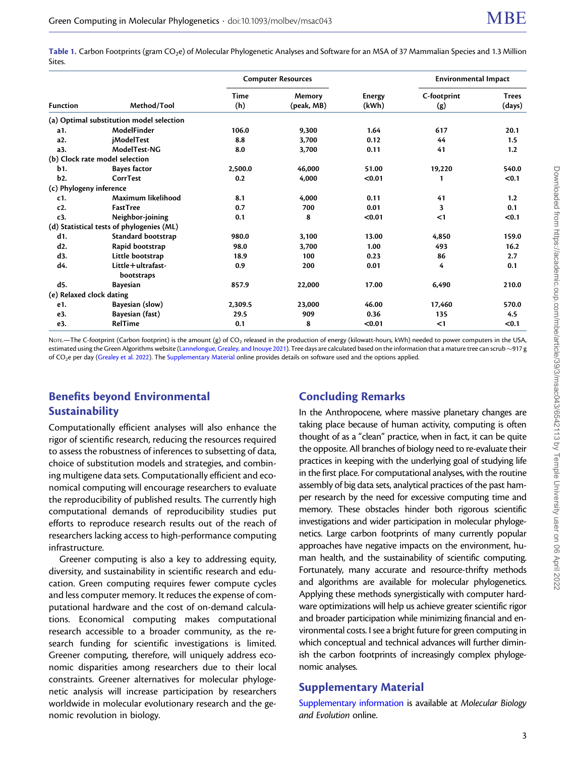**Table 1.** Carbon Footprints (gram $CO_2e$) of Molecular Phylogenetic Analyses and Software for an MSA of 37 Mammalian Species and 1.3 Million Sites.

| | | Computer Resources | | | Environmental Impact | |
|---|---|---|---|---|---|---|
| Function | Method/Tool | Time (h) | Memory (peak, MB) | Energy (kWh) | C-footprint (g) | Trees (days) |
| (a) Optimal substitution model selection | | | | | | |
| a1. | ModelFinder | 106.0 | 9,300 | 1.64 | 617 | 20.1 |
| a2. | jModelTest | 8.8 | 3,700 | 0.12 | 44 | 1.5 |
| a3. | ModelTest-NG | 8.0 | 3,700 | 0.11 | 41 | 1.2 |
| (b) Clock rate model selection | | | | | | |
| b1. | Bayes factor | 2,500.0 | 46,000 | 51.00 | 19,220 | 540.0 |
| b2. | CorrTest | 0.2 | 4,000 | <0.01 | 1 | <0.1 |
| (c) Phylogeny inference | | | | | | |
| c1. | Maximum likelihood | 8.1 | 4,000 | 0.11 | 41 | 1.2 |
| c2. | FastTree | 0.7 | 700 | 0.01 | 3 | 0.1 |
| c3. | Neighbor-joining | 0.1 | 8 | <0.01 | <1 | <0.1 |
| (d) Statistical tests of phylogenies (ML) | | | | | | |
| d1. | Standard bootstrap | 980.0 | 3,100 | 13.00 | 4,850 | 159.0 |
| d2. | Rapid bootstrap | 98.0 | 3,700 | 1.00 | 493 | 16.2 |
| d3. | Little bootstrap | 18.9 | 100 | 0.23 | 86 | 2.7 |
| d4. | Little+ultrafast-bootstraps | 0.9 | 200 | 0.01 | 4 | 0.1 |
| d5. | Bayesian | 857.9 | 22,000 | 17.00 | 6,490 | 210.0 |
| (e) Relaxed clock dating | | | | | | |
| e1. | Bayesian (slow) | 2,309.5 | 23,000 | 46.00 | 17,460 | 570.0 |
| e3. | Bayesian (fast) | 29.5 | 909 | 0.36 | 135 | 4.5 |
| e3. | RelTime | 0.1 | 8 | <0.01 | <1 | <0.1 |

Note.—The C-footprint (Carbon footprint) is the amount (g) of $CO_2$ released in the production of energy (kilowatt-hours, kWh) needed to power computers in the USA, estimated using the Green Algorithms website (Lannelongue, Grealey, and Inouye 2021). Tree days are calculated based on the information that a mature tree can scrub ~917 g of $CO_2e$ per day (Grealey et al. 2022). The Supplementary Material online provides details on software used and the options applied.

## Benefits beyond Environmental Sustainability

Computationally efficient analyses will also enhance the rigor of scientific research, reducing the resources required to assess the robustness of inferences to subsetting of data, choice of substitution models and strategies, and combining multigene data sets. Computationally efficient and economical computing will encourage researchers to evaluate the reproducibility of published results. The currently high computational demands of reproducibility studies put efforts to reproduce research results out of the reach of researchers lacking access to high-performance computing infrastructure.

Greener computing is also a key to addressing equity, diversity, and sustainability in scientific research and education. Green computing requires fewer compute cycles and less computer memory. It reduces the expense of computational hardware and the cost of on-demand calculations. Economical computing makes computational research accessible to a broader community, as the research funding for scientific investigations is limited. Greener computing, therefore, will uniquely address economic disparities among researchers due to their local constraints. Greener alternatives for molecular phylogenetic analysis will increase participation by researchers worldwide in molecular evolutionary research and the genomic revolution in biology.

## Concluding Remarks

In the Anthropocene, where massive planetary changes are taking place because of human activity, computing is often thought of as a "clean" practice, when in fact, it can be quite the opposite. All branches of biology need to re-evaluate their practices in keeping with the underlying goal of studying life in the first place. For computational analyses, with the routine assembly of big data sets, analytical practices of the past hamper research by the need for excessive computing time and memory. These obstacles hinder both rigorous scientific investigations and wider participation in molecular phylogenetics. Large carbon footprints of many currently popular approaches have negative impacts on the environment, human health, and the sustainability of scientific computing. Fortunately, many accurate and resource-thrifty methods and algorithms are available for molecular phylogenetics. Applying these methods synergistically with computer hardware optimizations will help us achieve greater scientific rigor and broader participation while minimizing financial and environmental costs. I see a bright future for green computing in which conceptual and technical advances will further diminish the carbon footprints of increasingly complex phylogenomic analyses.

## Supplementary Material

Supplementary information is available at *Molecular Biology and Evolution* online.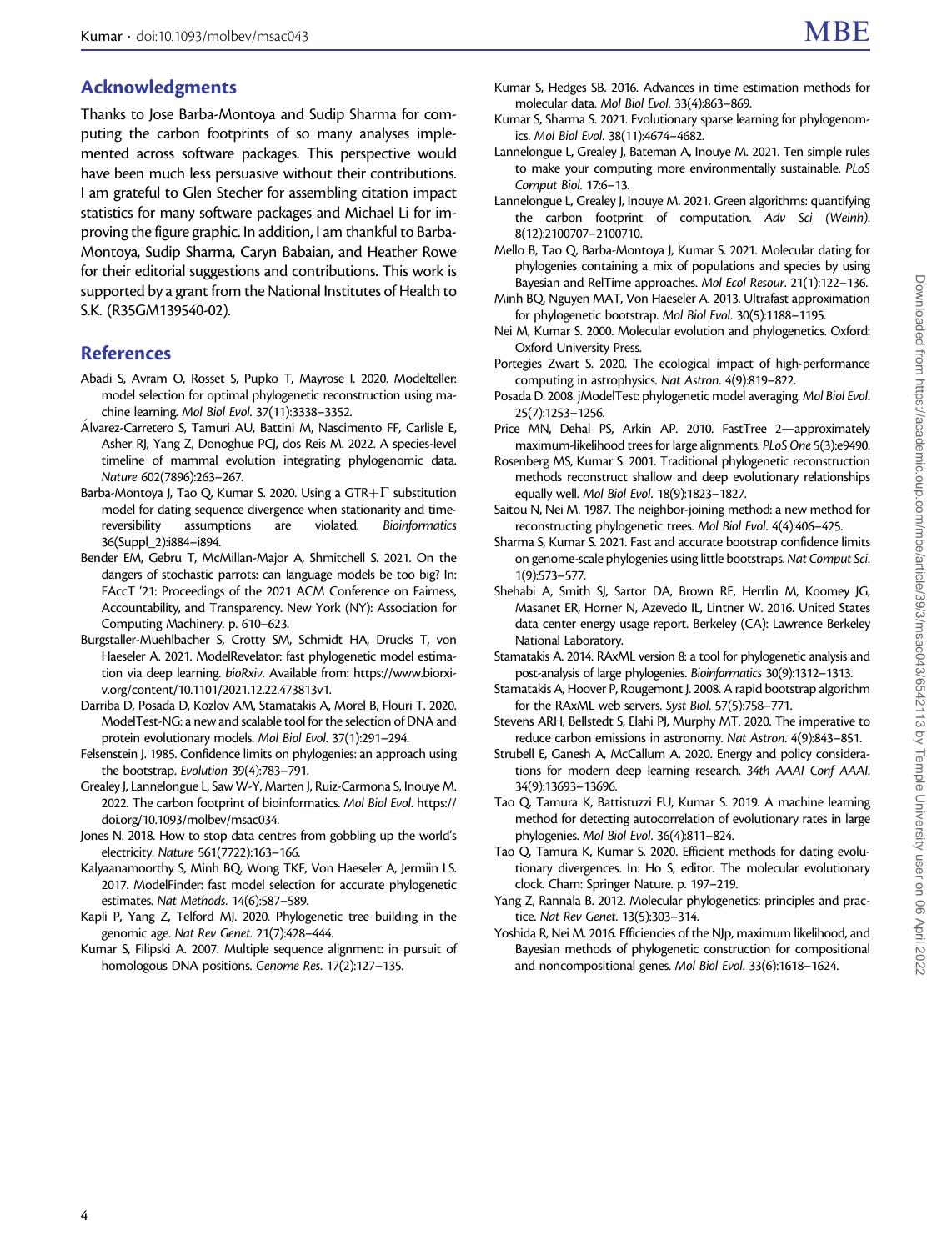## Acknowledgments

Thanks to Jose Barba-Montoya and Sudip Sharma for computing the carbon footprints of so many analyses implemented across software packages. This perspective would have been much less persuasive without their contributions. I am grateful to Glen Stecher for assembling citation impact statistics for many software packages and Michael Li for improving the figure graphic. In addition, I am thankful to Barba-Montoya, Sudip Sharma, Caryn Babaian, and Heather Rowe for their editorial suggestions and contributions. This work is supported by a grant from the National Institutes of Health to S.K. (R35GM139540-02).

## References

Abadi S, Avram O, Rosset S, Pupko T, Mayrose I. 2020. Modelteller: model selection for optimal phylogenetic reconstruction using machine learning. *Mol Biol Evol.* 37(11):3338–3352.

Álvarez-Carretero S, Tamuri AU, Battini M, Nascimento FF, Carlisle E, Asher RJ, Yang Z, Donoghue PCJ, dos Reis M. 2022. A species-level timeline of mammal evolution integrating phylogenomic data. *Nature* 602(7896):263–267.

Barba-Montoya J, Tao Q, Kumar S. 2020. Using a GTR+$\Gamma$ substitution model for dating sequence divergence when stationarity and time-reversibility assumptions are violated. *Bioinformatics* 36(Suppl_2):i884–i894.

Bender EM, Gebru T, McMillan-Major A, Shmitchell S. 2021. On the dangers of stochastic parrots: can language models be too big? In: FAccT '21: Proceedings of the 2021 ACM Conference on Fairness, Accountability, and Transparency. New York (NY): Association for Computing Machinery. p. 610–623.

Burgstaller-Muehlbacher S, Crotty SM, Schmidt HA, Drucks T, von Haeseler A. 2021. ModelRevelator: fast phylogenetic model estimation via deep learning. *bioRxiv*. Available from: https://www.biorxiv.org/content/10.1101/2021.12.22.473813v1.

Darriba D, Posada D, Kozlov AM, Stamatakis A, Morel B, Flouri T. 2020. ModelTest-NG: a new and scalable tool for the selection of DNA and protein evolutionary models. *Mol Biol Evol.* 37(1):291–294.

Felsenstein J. 1985. Confidence limits on phylogenies: an approach using the bootstrap. *Evolution* 39(4):783–791.

Grealey J, Lannelongue L, Saw W-Y, Marten J, Ruiz-Carmona S, Inouye M. 2022. The carbon footprint of bioinformatics. *Mol Biol Evol.* https://doi.org/10.1093/molbev/msac034.

Jones N. 2018. How to stop data centres from gobbling up the world's electricity. *Nature* 561(7722):163–166.

Kalyaanamoorthy S, Minh BQ, Wong TKF, Von Haeseler A, Jermiin LS. 2017. ModelFinder: fast model selection for accurate phylogenetic estimates. *Nat Methods.* 14(6):587–589.

Kapli P, Yang Z, Telford MJ. 2020. Phylogenetic tree building in the genomic age. *Nat Rev Genet.* 21(7):428–444.

Kumar S, Filipski A. 2007. Multiple sequence alignment: in pursuit of homologous DNA positions. *Genome Res.* 17(2):127–135.

Kumar S, Hedges SB. 2016. Advances in time estimation methods for molecular data. *Mol Biol Evol.* 33(4):863–869.

Kumar S, Sharma S. 2021. Evolutionary sparse learning for phylogenomics. *Mol Biol Evol.* 38(11):4674–4682.

Lannelongue L, Grealey J, Bateman A, Inouye M. 2021. Ten simple rules to make your computing more environmentally sustainable. *PLoS Comput Biol.* 17:6–13.

Lannelongue L, Grealey J, Inouye M. 2021. Green algorithms: quantifying the carbon footprint of computation. *Adv Sci (Weinh).* 8(12):2100707–2100710.

Mello B, Tao Q, Barba-Montoya J, Kumar S. 2021. Molecular dating for phylogenies containing a mix of populations and species by using Bayesian and RelTime approaches. *Mol Ecol Resour.* 21(1):122–136.

Minh BQ, Nguyen MAT, Von Haeseler A. 2013. Ultrafast approximation for phylogenetic bootstrap. *Mol Biol Evol.* 30(5):1188–1195.

Nei M, Kumar S. 2000. Molecular evolution and phylogenetics. Oxford: Oxford University Press.

Portegies Zwart S. 2020. The ecological impact of high-performance computing in astrophysics. *Nat Astron.* 4(9):819–822.

Posada D. 2008. jModelTest: phylogenetic model averaging. *Mol Biol Evol.* 25(7):1253–1256.

Price MN, Dehal PS, Arkin AP. 2010. FastTree 2—approximately maximum-likelihood trees for large alignments. *PLoS One* 5(3):e9490.

Rosenberg MS, Kumar S. 2001. Traditional phylogenetic reconstruction methods reconstruct shallow and deep evolutionary relationships equally well. *Mol Biol Evol.* 18(9):1823–1827.

Saitou N, Nei M. 1987. The neighbor-joining method: a new method for reconstructing phylogenetic trees. *Mol Biol Evol.* 4(4):406–425.

Sharma S, Kumar S. 2021. Fast and accurate bootstrap confidence limits on genome-scale phylogenies using little bootstraps. *Nat Comput Sci.* 1(9):573–577.

Shehabi A, Smith SJ, Sartor DA, Brown RE, Herrlin M, Koomey JG, Masanet ER, Horner N, Azevedo IL, Lintner W. 2016. United States data center energy usage report. Berkeley (CA): Lawrence Berkeley National Laboratory.

Stamatakis A. 2014. RAxML version 8: a tool for phylogenetic analysis and post-analysis of large phylogenies. *Bioinformatics* 30(9):1312–1313.

Stamatakis A, Hoover P, Rougemont J. 2008. A rapid bootstrap algorithm for the RAxML web servers. *Syst Biol.* 57(5):758–771.

Stevens ARH, Bellstedt S, Elahi PJ, Murphy MT. 2020. The imperative to reduce carbon emissions in astronomy. *Nat Astron.* 4(9):843–851.

Strubell E, Ganesh A, McCallum A. 2020. Energy and policy considerations for modern deep learning research. *34th AAAI Conf AAAI.* 34(9):13693–13696.

Tao Q, Tamura K, Battistuzzi FU, Kumar S. 2019. A machine learning method for detecting autocorrelation of evolutionary rates in large phylogenies. *Mol Biol Evol.* 36(4):811–824.

Tao Q, Tamura K, Kumar S. 2020. Efficient methods for dating evolutionary divergences. In: Ho S, editor. The molecular evolutionary clock. Cham: Springer Nature. p. 197–219.

Yang Z, Rannala B. 2012. Molecular phylogenetics: principles and practice. *Nat Rev Genet.* 13(5):303–314.

Yoshida R, Nei M. 2016. Efficiencies of the NJp, maximum likelihood, and Bayesian methods of phylogenetic construction for compositional and noncompositional genes. *Mol Biol Evol.* 33(6):1618–1624.